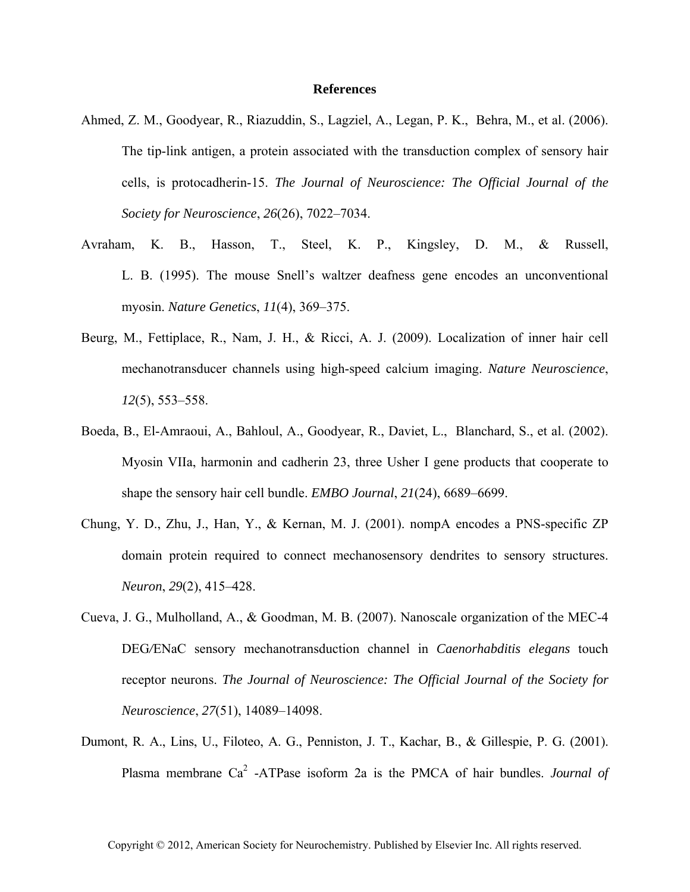# References

Ahmed, Z. M., Goodyear, R., Riazuddin, S., Lagziel, A., Legan, P. K., Behra, M., et al. (2006). The tip-link antigen, a protein associated with the transduction complex of sensory hair cells, is protocadherin-15. *The Journal of Neuroscience: The Official Journal of the Society for Neuroscience*, *26*(26), 7022–7034.

Avraham, K. B., Hasson, T., Steel, K. P., Kingsley, D. M., & Russell, L. B. (1995). The mouse Snell's waltzer deafness gene encodes an unconventional myosin. *Nature Genetics*, *11*(4), 369–375.

Beurg, M., Fettiplace, R., Nam, J. H., & Ricci, A. J. (2009). Localization of inner hair cell mechanotransducer channels using high-speed calcium imaging. *Nature Neuroscience*, *12*(5), 553–558.

Boeda, B., El-Amraoui, A., Bahloul, A., Goodyear, R., Daviet, L., Blanchard, S., et al. (2002). Myosin VIIa, harmonin and cadherin 23, three Usher I gene products that cooperate to shape the sensory hair cell bundle. *EMBO Journal*, *21*(24), 6689–6699.

Chung, Y. D., Zhu, J., Han, Y., & Kernan, M. J. (2001). nompA encodes a PNS-specific ZP domain protein required to connect mechanosensory dendrites to sensory structures. *Neuron*, *29*(2), 415–428.

Cueva, J. G., Mulholland, A., & Goodman, M. B. (2007). Nanoscale organization of the MEC-4 DEG/ENaC sensory mechanotransduction channel in *Caenorhabditis elegans* touch receptor neurons. *The Journal of Neuroscience: The Official Journal of the Society for Neuroscience*, *27*(51), 14089–14098.

Dumont, R. A., Lins, U., Filoteo, A. G., Penniston, J. T., Kachar, B., & Gillespie, P. G. (2001). Plasma membrane $Ca^{2}$ -ATPase isoform 2a is the PMCA of hair bundles. *Journal of*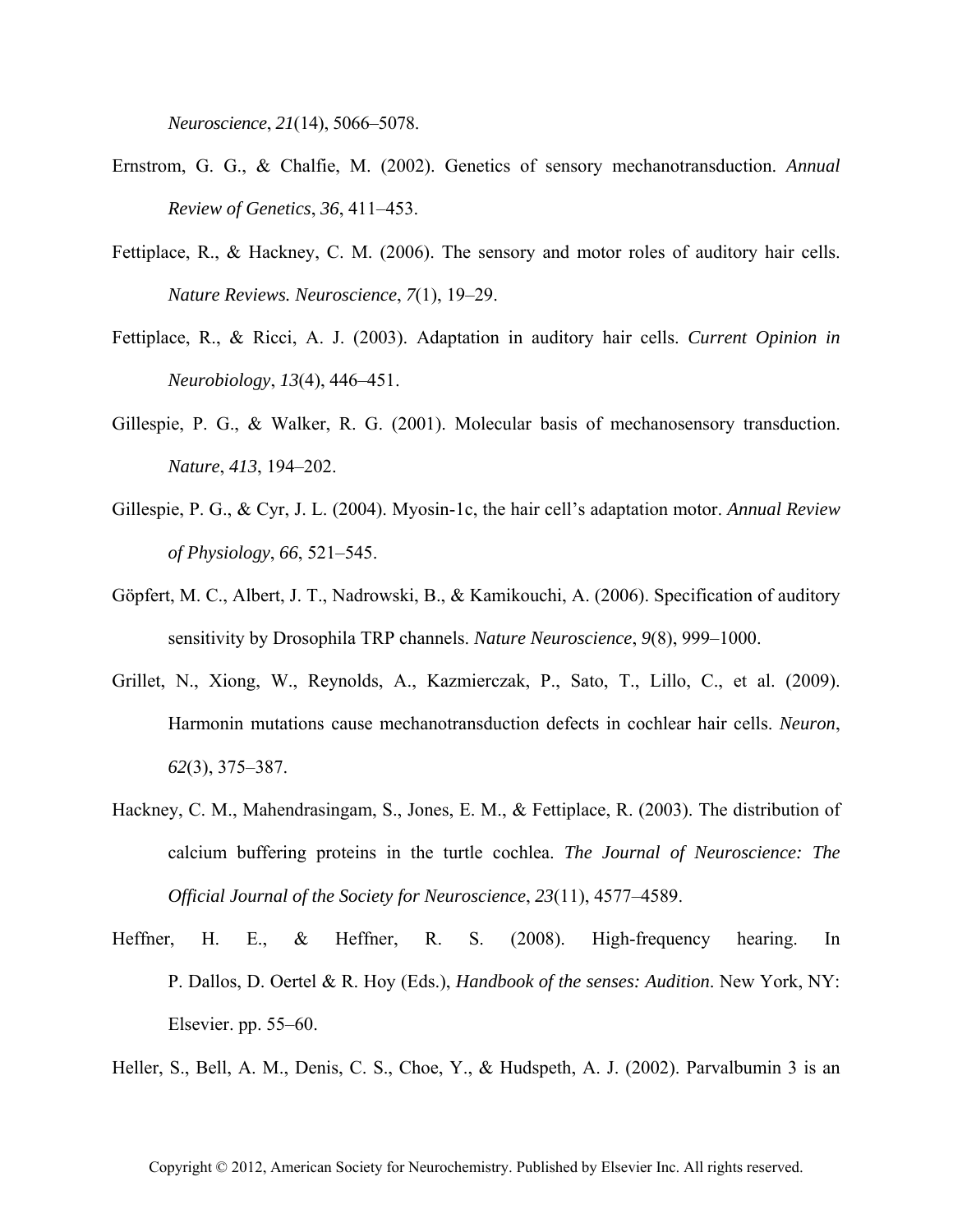*Neuroscience*, *21*(14), 5066–5078.

Ernstrom, G. G., & Chalfie, M. (2002). Genetics of sensory mechanotransduction. *Annual Review of Genetics*, *36*, 411–453.

Fettiplace, R., & Hackney, C. M. (2006). The sensory and motor roles of auditory hair cells. *Nature Reviews. Neuroscience*, *7*(1), 19–29.

Fettiplace, R., & Ricci, A. J. (2003). Adaptation in auditory hair cells. *Current Opinion in Neurobiology*, *13*(4), 446–451.

Gillespie, P. G., & Walker, R. G. (2001). Molecular basis of mechanosensory transduction. *Nature*, *413*, 194–202.

Gillespie, P. G., & Cyr, J. L. (2004). Myosin-1c, the hair cell's adaptation motor. *Annual Review of Physiology*, *66*, 521–545.

Göpfert, M. C., Albert, J. T., Nadrowski, B., & Kamikouchi, A. (2006). Specification of auditory sensitivity by Drosophila TRP channels. *Nature Neuroscience*, *9*(8), 999–1000.

Grillet, N., Xiong, W., Reynolds, A., Kazmierczak, P., Sato, T., Lillo, C., et al. (2009). Harmonin mutations cause mechanotransduction defects in cochlear hair cells. *Neuron*, *62*(3), 375–387.

Hackney, C. M., Mahendrasingam, S., Jones, E. M., & Fettiplace, R. (2003). The distribution of calcium buffering proteins in the turtle cochlea. *The Journal of Neuroscience: The Official Journal of the Society for Neuroscience*, *23*(11), 4577–4589.

Heffner, H. E., & Heffner, R. S. (2008). High-frequency hearing. In P. Dallos, D. Oertel & R. Hoy (Eds.), *Handbook of the senses: Audition*. New York, NY: Elsevier. pp. 55–60.

Heller, S., Bell, A. M., Denis, C. S., Choe, Y., & Hudspeth, A. J. (2002). Parvalbumin 3 is an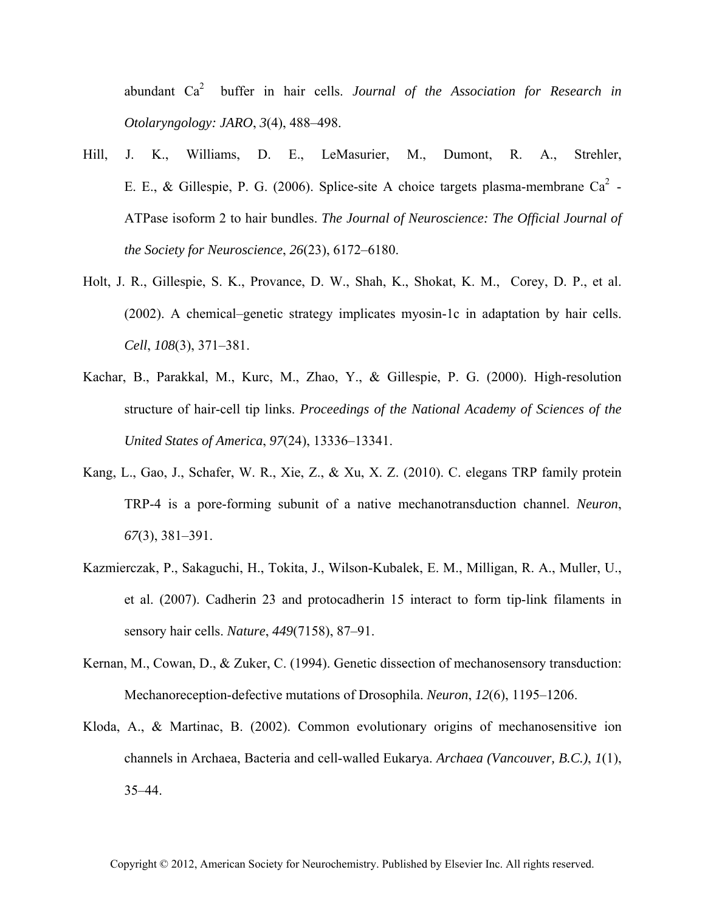abundant $Ca^{2}$ buffer in hair cells. *Journal of the Association for Research in Otolaryngology: JARO*, *3*(4), 488–498.

Hill, J. K., Williams, D. E., LeMasurier, M., Dumont, R. A., Strehler, E. E., & Gillespie, P. G. (2006). Splice-site A choice targets plasma-membrane $Ca^{2}$ -ATPase isoform 2 to hair bundles. *The Journal of Neuroscience: The Official Journal of the Society for Neuroscience*, *26*(23), 6172–6180.

Holt, J. R., Gillespie, S. K., Provance, D. W., Shah, K., Shokat, K. M., Corey, D. P., et al. (2002). A chemical–genetic strategy implicates myosin-1c in adaptation by hair cells. *Cell*, *108*(3), 371–381.

Kachar, B., Parakkal, M., Kurc, M., Zhao, Y., & Gillespie, P. G. (2000). High-resolution structure of hair-cell tip links. *Proceedings of the National Academy of Sciences of the United States of America*, *97*(24), 13336–13341.

Kang, L., Gao, J., Schafer, W. R., Xie, Z., & Xu, X. Z. (2010). C. elegans TRP family protein TRP-4 is a pore-forming subunit of a native mechanotransduction channel. *Neuron*, *67*(3), 381–391.

Kazmierczak, P., Sakaguchi, H., Tokita, J., Wilson-Kubalek, E. M., Milligan, R. A., Muller, U., et al. (2007). Cadherin 23 and protocadherin 15 interact to form tip-link filaments in sensory hair cells. *Nature*, *449*(7158), 87–91.

Kernan, M., Cowan, D., & Zuker, C. (1994). Genetic dissection of mechanosensory transduction: Mechanoreception-defective mutations of Drosophila. *Neuron*, *12*(6), 1195–1206.

Kloda, A., & Martinac, B. (2002). Common evolutionary origins of mechanosensitive ion channels in Archaea, Bacteria and cell-walled Eukarya. *Archaea (Vancouver, B.C.)*, *1*(1), 35–44.

Copyright © 2012, American Society for Neurochemistry. Published by Elsevier Inc. All rights reserved.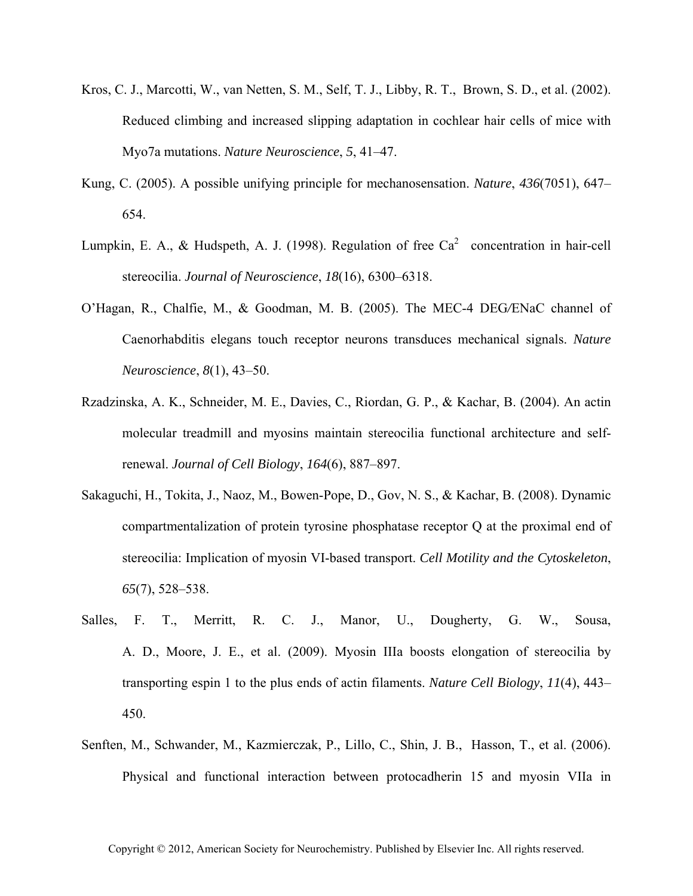Kros, C. J., Marcotti, W., van Netten, S. M., Self, T. J., Libby, R. T., Brown, S. D., et al. (2002). Reduced climbing and increased slipping adaptation in cochlear hair cells of mice with Myo7a mutations. *Nature Neuroscience*, *5*, 41–47.

Kung, C. (2005). A possible unifying principle for mechanosensation. *Nature*, *436*(7051), 647–654.

Lumpkin, E. A., & Hudspeth, A. J. (1998). Regulation of free $Ca^{2}$ concentration in hair-cell stereocilia. *Journal of Neuroscience*, *18*(16), 6300–6318.

O'Hagan, R., Chalfie, M., & Goodman, M. B. (2005). The MEC-4 DEG/ENaC channel of Caenorhabditis elegans touch receptor neurons transduces mechanical signals. *Nature Neuroscience*, *8*(1), 43–50.

Rzadzinska, A. K., Schneider, M. E., Davies, C., Riordan, G. P., & Kachar, B. (2004). An actin molecular treadmill and myosins maintain stereocilia functional architecture and self-renewal. *Journal of Cell Biology*, *164*(6), 887–897.

Sakaguchi, H., Tokita, J., Naoz, M., Bowen-Pope, D., Gov, N. S., & Kachar, B. (2008). Dynamic compartmentalization of protein tyrosine phosphatase receptor Q at the proximal end of stereocilia: Implication of myosin VI-based transport. *Cell Motility and the Cytoskeleton*, *65*(7), 528–538.

Salles, F. T., Merritt, R. C. J., Manor, U., Dougherty, G. W., Sousa, A. D., Moore, J. E., et al. (2009). Myosin IIIa boosts elongation of stereocilia by transporting espin 1 to the plus ends of actin filaments. *Nature Cell Biology*, *11*(4), 443–450.

Senften, M., Schwander, M., Kazmierczak, P., Lillo, C., Shin, J. B., Hasson, T., et al. (2006). Physical and functional interaction between protocadherin 15 and myosin VIIa in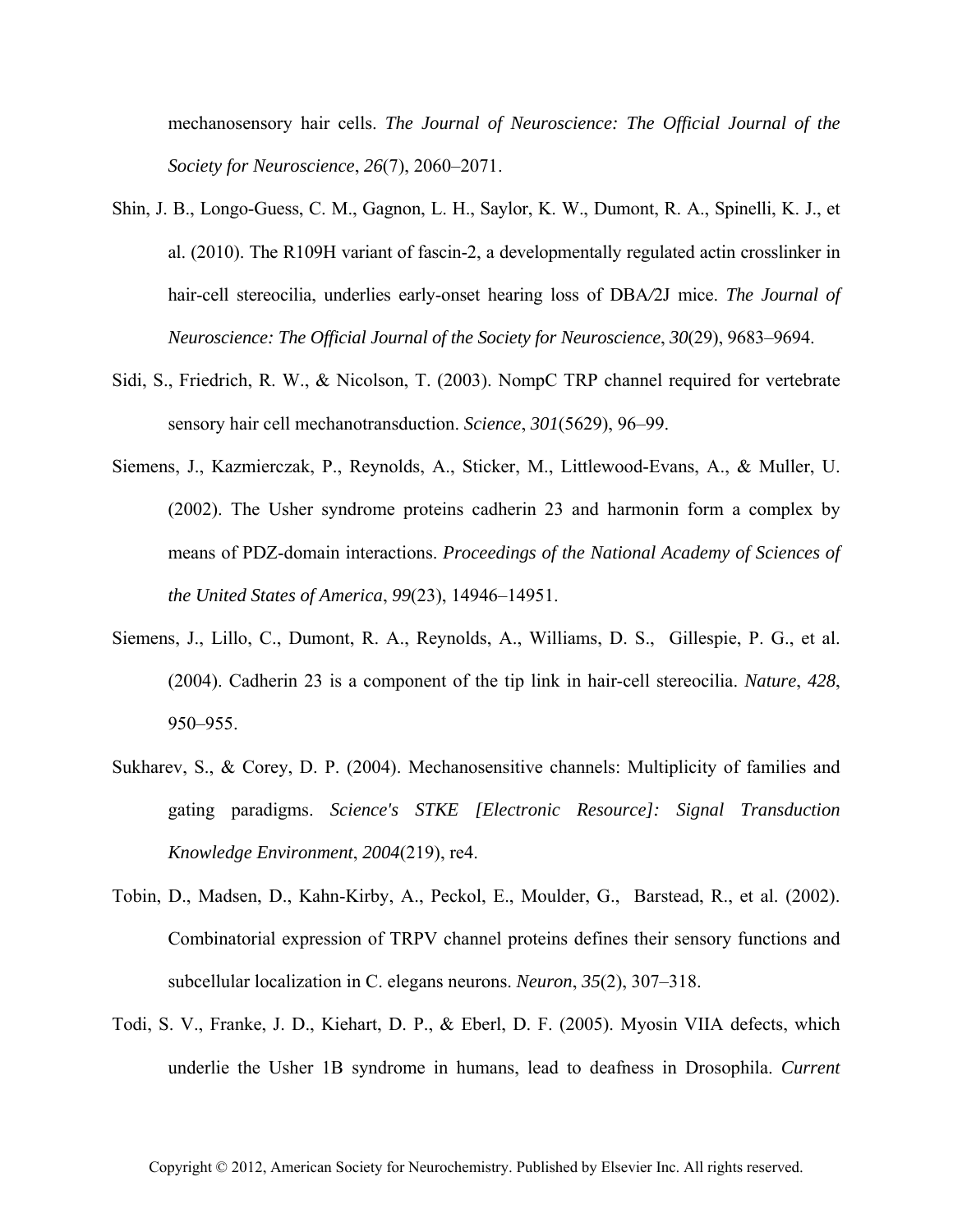mechanosensory hair cells. *The Journal of Neuroscience: The Official Journal of the Society for Neuroscience*, *26*(7), 2060–2071.

Shin, J. B., Longo-Guess, C. M., Gagnon, L. H., Saylor, K. W., Dumont, R. A., Spinelli, K. J., et al. (2010). The R109H variant of fascin-2, a developmentally regulated actin crosslinker in hair-cell stereocilia, underlies early-onset hearing loss of DBA/2J mice. *The Journal of Neuroscience: The Official Journal of the Society for Neuroscience*, *30*(29), 9683–9694.

Sidi, S., Friedrich, R. W., & Nicolson, T. (2003). NompC TRP channel required for vertebrate sensory hair cell mechanotransduction. *Science*, *301*(5629), 96–99.

Siemens, J., Kazmierczak, P., Reynolds, A., Sticker, M., Littlewood-Evans, A., & Muller, U. (2002). The Usher syndrome proteins cadherin 23 and harmonin form a complex by means of PDZ-domain interactions. *Proceedings of the National Academy of Sciences of the United States of America*, *99*(23), 14946–14951.

Siemens, J., Lillo, C., Dumont, R. A., Reynolds, A., Williams, D. S., Gillespie, P. G., et al. (2004). Cadherin 23 is a component of the tip link in hair-cell stereocilia. *Nature*, *428*, 950–955.

Sukharev, S., & Corey, D. P. (2004). Mechanosensitive channels: Multiplicity of families and gating paradigms. *Science's STKE [Electronic Resource]: Signal Transduction Knowledge Environment*, *2004*(219), re4.

Tobin, D., Madsen, D., Kahn-Kirby, A., Peckol, E., Moulder, G., Barstead, R., et al. (2002). Combinatorial expression of TRPV channel proteins defines their sensory functions and subcellular localization in C. elegans neurons. *Neuron*, *35*(2), 307–318.

Todi, S. V., Franke, J. D., Kiehart, D. P., & Eberl, D. F. (2005). Myosin VIIA defects, which underlie the Usher 1B syndrome in humans, lead to deafness in Drosophila. *Current*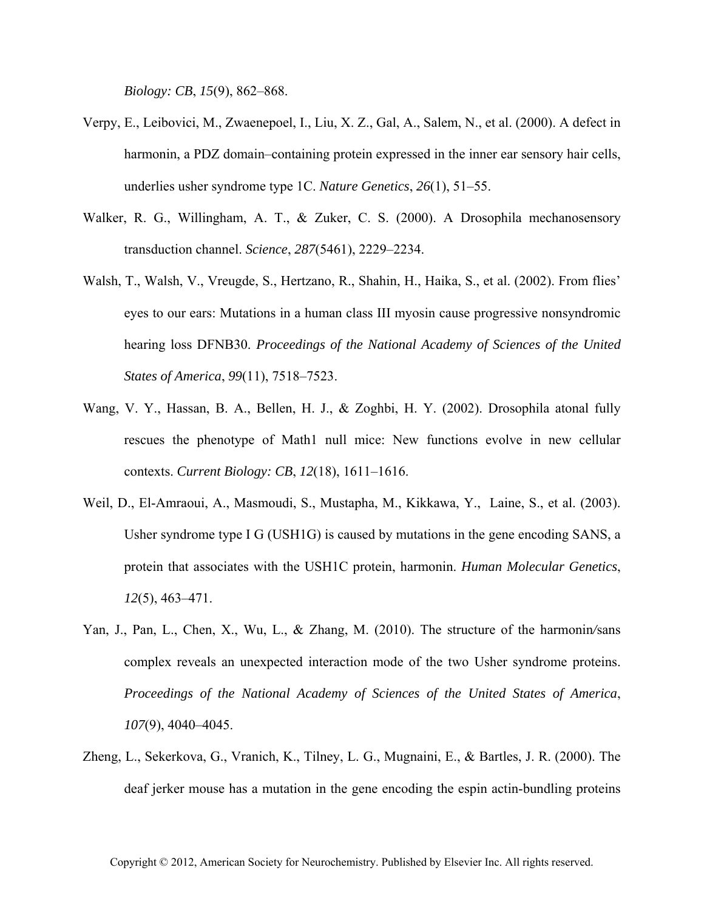*Biology: CB*, *15*(9), 862–868.

Verpy, E., Leibovici, M., Zwaenepoel, I., Liu, X. Z., Gal, A., Salem, N., et al. (2000). A defect in harmonin, a PDZ domain–containing protein expressed in the inner ear sensory hair cells, underlies usher syndrome type 1C. *Nature Genetics*, *26*(1), 51–55.

Walker, R. G., Willingham, A. T., & Zuker, C. S. (2000). A Drosophila mechanosensory transduction channel. *Science*, *287*(5461), 2229–2234.

Walsh, T., Walsh, V., Vreugde, S., Hertzano, R., Shahin, H., Haika, S., et al. (2002). From flies' eyes to our ears: Mutations in a human class III myosin cause progressive nonsyndromic hearing loss DFNB30. *Proceedings of the National Academy of Sciences of the United States of America*, *99*(11), 7518–7523.

Wang, V. Y., Hassan, B. A., Bellen, H. J., & Zoghbi, H. Y. (2002). Drosophila atonal fully rescues the phenotype of Math1 null mice: New functions evolve in new cellular contexts. *Current Biology: CB*, *12*(18), 1611–1616.

Weil, D., El-Amraoui, A., Masmoudi, S., Mustapha, M., Kikkawa, Y., Laine, S., et al. (2003). Usher syndrome type I G (USH1G) is caused by mutations in the gene encoding SANS, a protein that associates with the USH1C protein, harmonin. *Human Molecular Genetics*, *12*(5), 463–471.

Yan, J., Pan, L., Chen, X., Wu, L., & Zhang, M. (2010). The structure of the harmonin/sans complex reveals an unexpected interaction mode of the two Usher syndrome proteins. *Proceedings of the National Academy of Sciences of the United States of America*, *107*(9), 4040–4045.

Zheng, L., Sekerkova, G., Vranich, K., Tilney, L. G., Mugnaini, E., & Bartles, J. R. (2000). The deaf jerker mouse has a mutation in the gene encoding the espin actin-bundling proteins

Copyright © 2012, American Society for Neurochemistry. Published by Elsevier Inc. All rights reserved.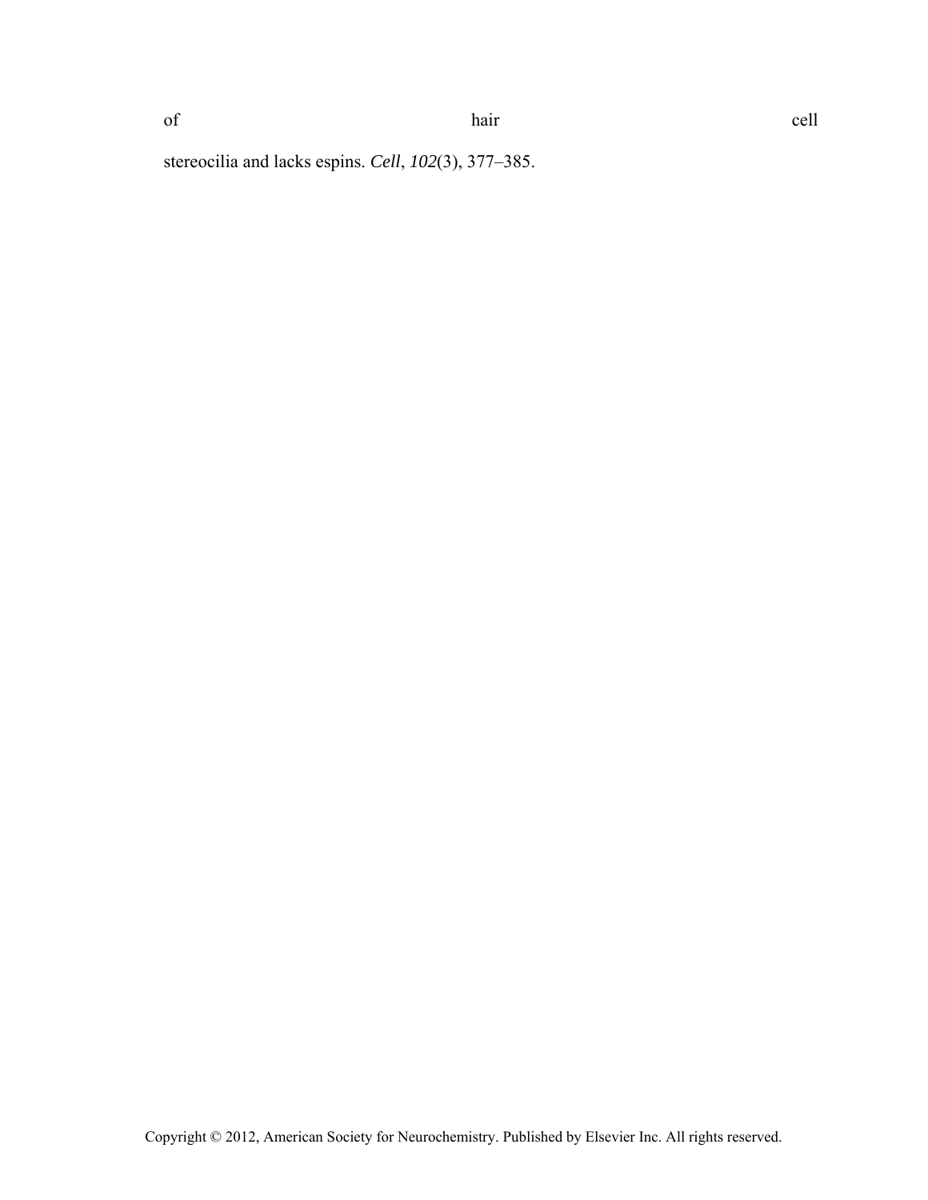of hair cell stereocilia and lacks espins. *Cell*, *102*(3), 377–385.

Copyright © 2012, American Society for Neurochemistry. Published by Elsevier Inc. All rights reserved.